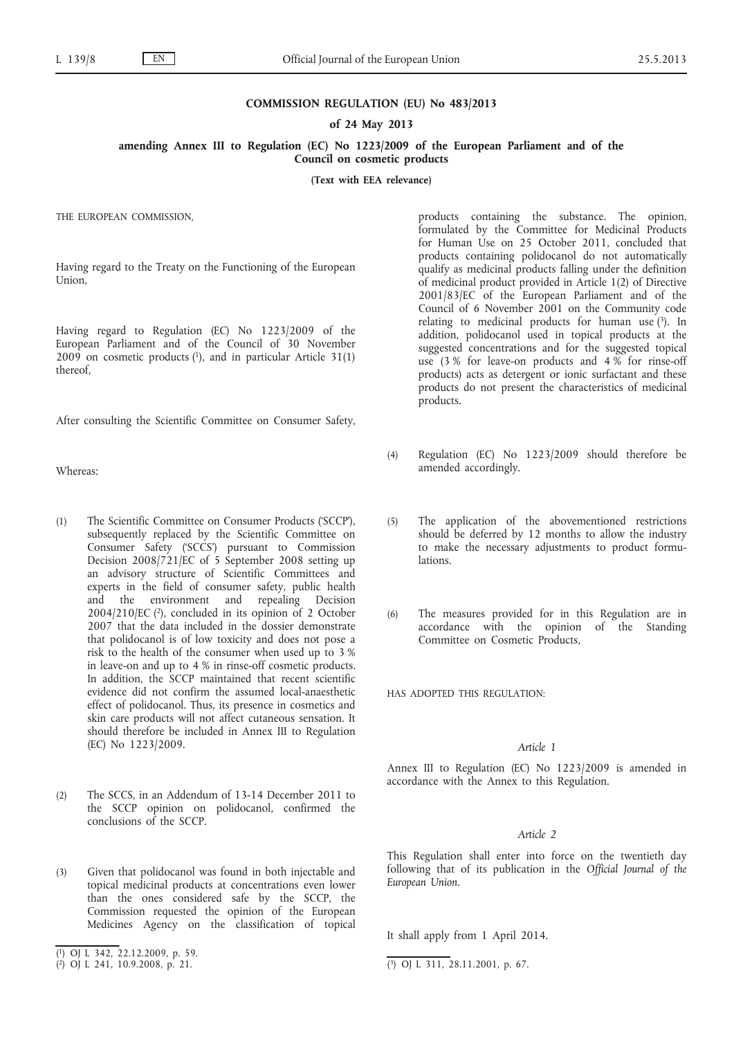**COMMISSION REGULATION (EU) No 483/2013**

**of 24 May 2013**

**amending Annex III to Regulation (EC) No 1223/2009 of the European Parliament and of the Council on cosmetic products**

**(Text with EEA relevance)**

THE EUROPEAN COMMISSION,

Having regard to the Treaty on the Functioning of the European Union,

Having regard to Regulation (EC) No 1223/2009 of the European Parliament and of the Council of 30 November 2009 on cosmetic products [1], and in particular Article 31(1) thereof,

After consulting the Scientific Committee on Consumer Safety,

Whereas:

(1) The Scientific Committee on Consumer Products ('SCCP'), subsequently replaced by the Scientific Committee on Consumer Safety ('SCCS') pursuant to Commission Decision 2008/721/EC of 5 September 2008 setting up an advisory structure of Scientific Committees and experts in the field of consumer safety, public health and the environment and repealing Decision 2004/210/EC [2], concluded in its opinion of 2 October 2007 that the data included in the dossier demonstrate that polidocanol is of low toxicity and does not pose a risk to the health of the consumer when used up to 3 % in leave-on and up to 4 % in rinse-off cosmetic products. In addition, the SCCP maintained that recent scientific evidence did not confirm the assumed local-anaesthetic effect of polidocanol. Thus, its presence in cosmetics and skin care products will not affect cutaneous sensation. It should therefore be included in Annex III to Regulation (EC) No 1223/2009.

(2) The SCCS, in an Addendum of 13-14 December 2011 to the SCCP opinion on polidocanol, confirmed the conclusions of the SCCP.

(3) Given that polidocanol was found in both injectable and topical medicinal products at concentrations even lower than the ones considered safe by the SCCP, the Commission requested the opinion of the European Medicines Agency on the classification of topical products containing the substance. The opinion, formulated by the Committee for Medicinal Products for Human Use on 25 October 2011, concluded that products containing polidocanol do not automatically qualify as medicinal products falling under the definition of medicinal product provided in Article 1(2) of Directive 2001/83/EC of the European Parliament and of the Council of 6 November 2001 on the Community code relating to medicinal products for human use [3]. In addition, polidocanol used in topical products at the suggested concentrations and for the suggested topical use (3 % for leave-on products and 4 % for rinse-off products) acts as detergent or ionic surfactant and these products do not present the characteristics of medicinal products.

(4) Regulation (EC) No 1223/2009 should therefore be amended accordingly.

(5) The application of the abovementioned restrictions should be deferred by 12 months to allow the industry to make the necessary adjustments to product formulations.

(6) The measures provided for in this Regulation are in accordance with the opinion of the Standing Committee on Cosmetic Products,

HAS ADOPTED THIS REGULATION:

*Article 1*

Annex III to Regulation (EC) No 1223/2009 is amended in accordance with the Annex to this Regulation.

*Article 2*

This Regulation shall enter into force on the twentieth day following that of its publication in the *Official Journal of the European Union*.

It shall apply from 1 April 2014.

---

[1] OJ L 342, 22.12.2009, p. 59.

[2] OJ L 241, 10.9.2008, p. 21.

[3] OJ L 311, 28.11.2001, p. 67.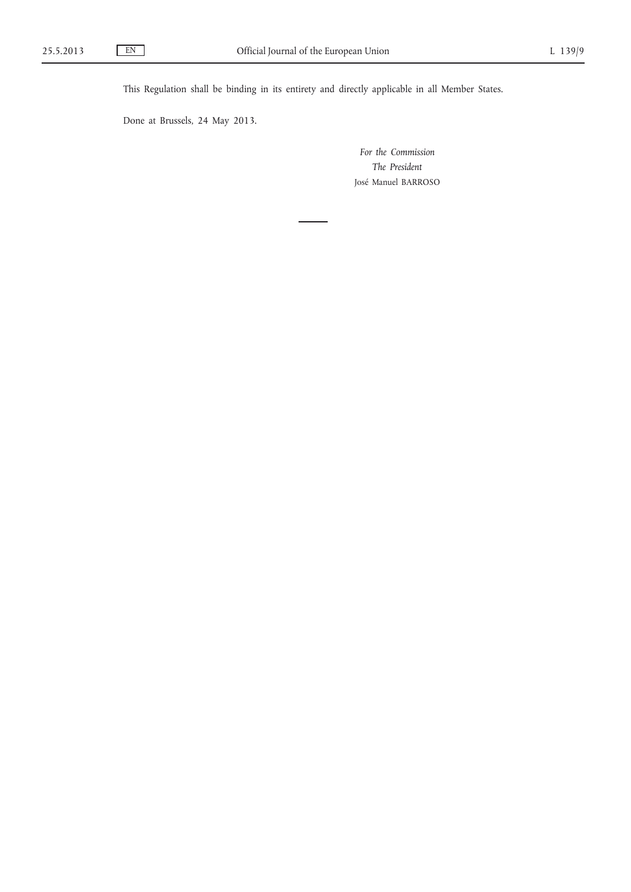This Regulation shall be binding in its entirety and directly applicable in all Member States.

Done at Brussels, 24 May 2013.

*For the Commission*

*The President*

José Manuel BARROSO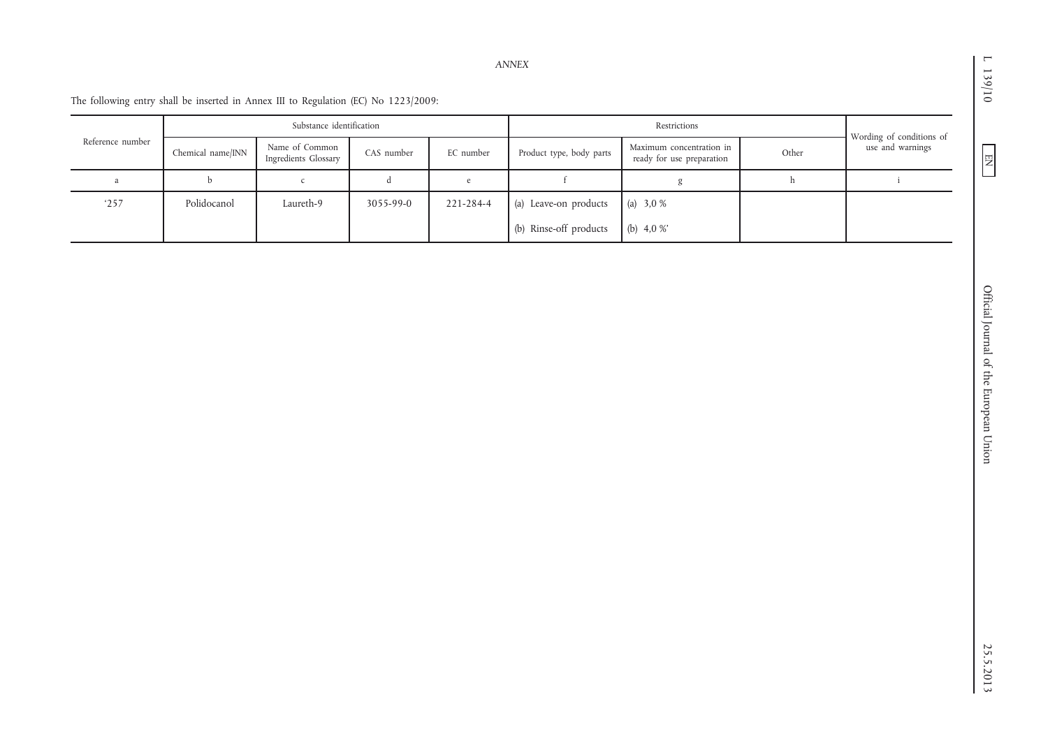*ANNEX*

The following entry shall be inserted in Annex III to Regulation (EC) No 1223/2009:

| Reference number | Substance identification | | | | Restrictions | | | Wording of conditions of use and warnings |
|---|---|---|---|---|---|---|---|---|
| | Chemical name/INN | Name of Common Ingredients Glossary | CAS number | EC number | Product type, body parts | Maximum concentration in ready for use preparation | Other | |
| a | b | c | d | e | f | g | h | i |
| ‘257 | Polidocanol | Laureth-9 | 3055-99-0 | 221-284-4 | (a) Leave-on products<br>(b) Rinse-off products | (a) 3,0 %<br>(b) 4,0 %’ | | |